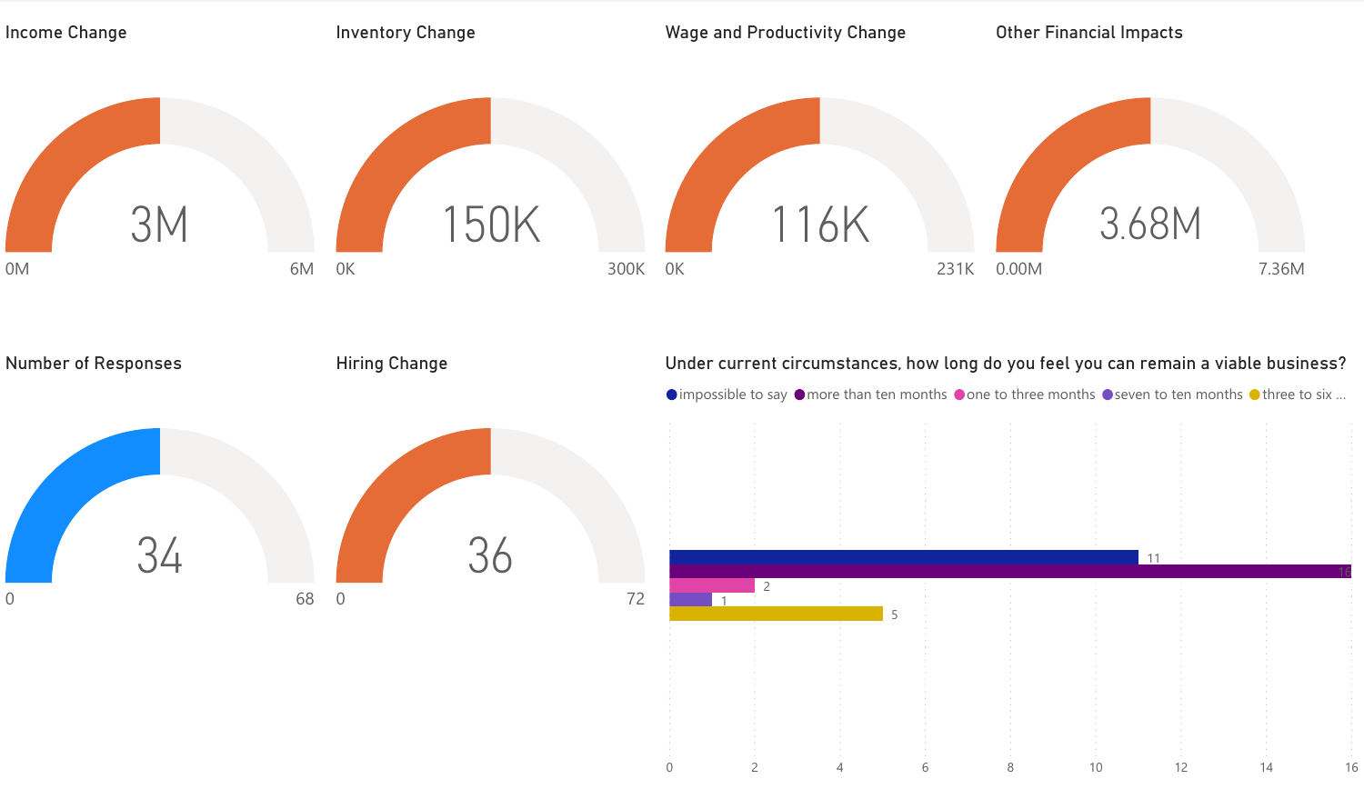## Income Change

3M

0M — 6M

## Inventory Change

150K

0K — 300K

## Wage and Productivity Change

116K

0K — 231K

## Other Financial Impacts

3.68M

0.00M — 7.36M

## Number of Responses

34

0 — 68

## Hiring Change

36

0 — 72

## Under current circumstances, how long do you feel you can remain a viable business?

| Response | Count |
| --- | --- |
| impossible to say | 11 |
| more than ten months | 16 |
| one to three months | 2 |
| seven to ten months | 1 |
| three to six ... | 5 |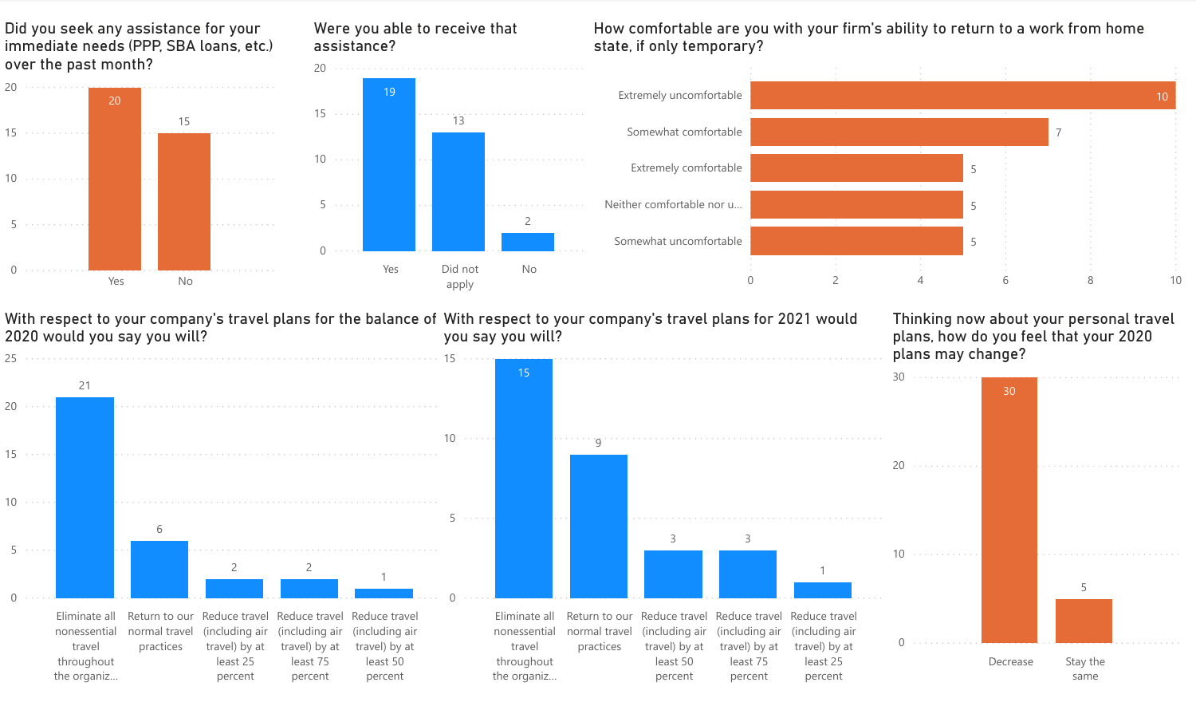## Did you seek any assistance for your immediate needs (PPP, SBA loans, etc.) over the past month?

20
15
10
5
0

Yes 20
No 15

## Were you able to receive that assistance?

20
15
10
5
0

Yes 19
Did not apply 13
No 2

## How comfortable are you with your firm's ability to return to a work from home state, if only temporary?

Extremely uncomfortable 10
Somewhat comfortable 7
Extremely comfortable 5
Neither comfortable nor u... 5
Somewhat uncomfortable 5

0 2 4 6 8 10

## With respect to your company's travel plans for the balance of 2020 would you say you will?

25
20
15
10
5
0

Eliminate all nonessential travel throughout the organiz... 21
Return to our normal travel practices 6
Reduce travel (including air travel) by at least 25 percent 2
Reduce travel (including air travel) by at least 75 percent 2
Reduce travel (including air travel) by at least 50 percent 1

## With respect to your company's travel plans for 2021 would you say you will?

15
10
5
0

Eliminate all nonessential travel throughout the organiz... 15
Return to our normal travel practices 9
Reduce travel (including air travel) by at least 50 percent 3
Reduce travel (including air travel) by at least 75 percent 3
Reduce travel (including air travel) by at least 25 percent 1

## Thinking now about your personal travel plans, how do you feel that your 2020 plans may change?

30
20
10
0

Decrease 30
Stay the same 5